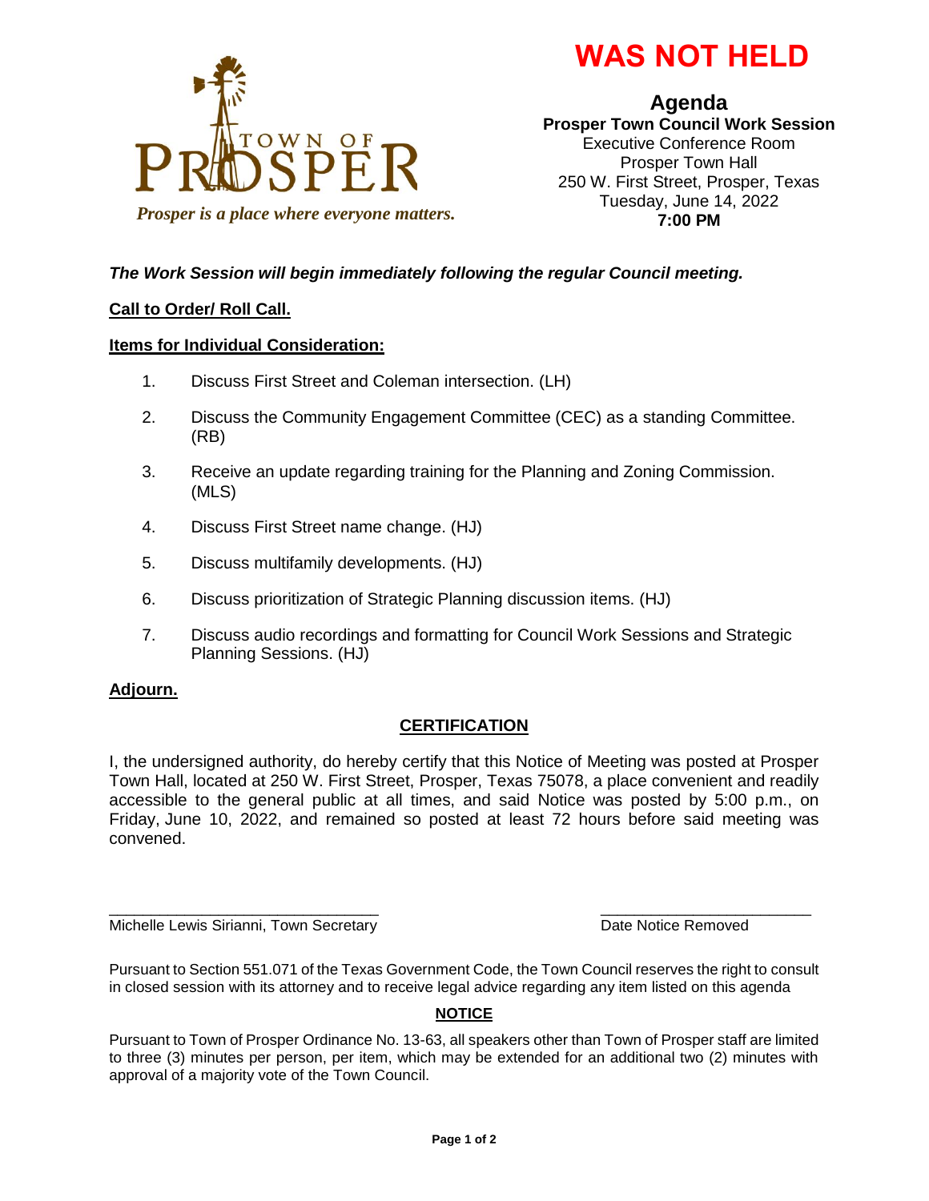**WAS NOT HELD**

TOWN OF PROSPER

*Prosper is a place where everyone matters.*

# Agenda

**Prosper Town Council Work Session**
Executive Conference Room
Prosper Town Hall
250 W. First Street, Prosper, Texas
Tuesday, June 14, 2022
**7:00 PM**

***The Work Session will begin immediately following the regular Council meeting.***

**Call to Order/ Roll Call.**

**Items for Individual Consideration:**

1. Discuss First Street and Coleman intersection. (LH)
2. Discuss the Community Engagement Committee (CEC) as a standing Committee. (RB)
3. Receive an update regarding training for the Planning and Zoning Commission. (MLS)
4. Discuss First Street name change. (HJ)
5. Discuss multifamily developments. (HJ)
6. Discuss prioritization of Strategic Planning discussion items. (HJ)
7. Discuss audio recordings and formatting for Council Work Sessions and Strategic Planning Sessions. (HJ)

**Adjourn.**

## CERTIFICATION

I, the undersigned authority, do hereby certify that this Notice of Meeting was posted at Prosper Town Hall, located at 250 W. First Street, Prosper, Texas 75078, a place convenient and readily accessible to the general public at all times, and said Notice was posted by 5:00 p.m., on Friday, June 10, 2022, and remained so posted at least 72 hours before said meeting was convened.

\_\_\_\_\_\_\_\_\_\_\_\_\_\_\_\_\_\_\_\_\_\_\_\_\_\_\_\_\_\_\_\_
Michelle Lewis Sirianni, Town Secretary

\_\_\_\_\_\_\_\_\_\_\_\_\_\_\_\_\_\_\_\_\_\_\_\_\_\_\_\_
Date Notice Removed

Pursuant to Section 551.071 of the Texas Government Code, the Town Council reserves the right to consult in closed session with its attorney and to receive legal advice regarding any item listed on this agenda

## NOTICE

Pursuant to Town of Prosper Ordinance No. 13-63, all speakers other than Town of Prosper staff are limited to three (3) minutes per person, per item, which may be extended for an additional two (2) minutes with approval of a majority vote of the Town Council.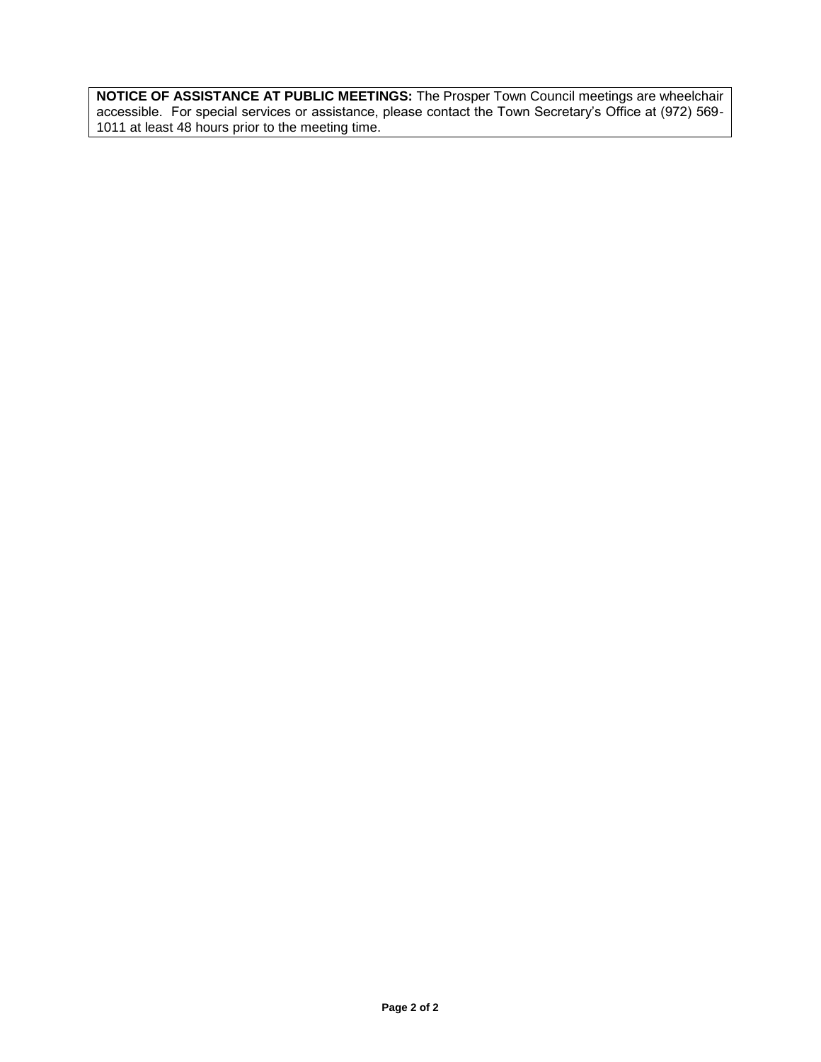**NOTICE OF ASSISTANCE AT PUBLIC MEETINGS:** The Prosper Town Council meetings are wheelchair accessible. For special services or assistance, please contact the Town Secretary's Office at (972) 569-1011 at least 48 hours prior to the meeting time.